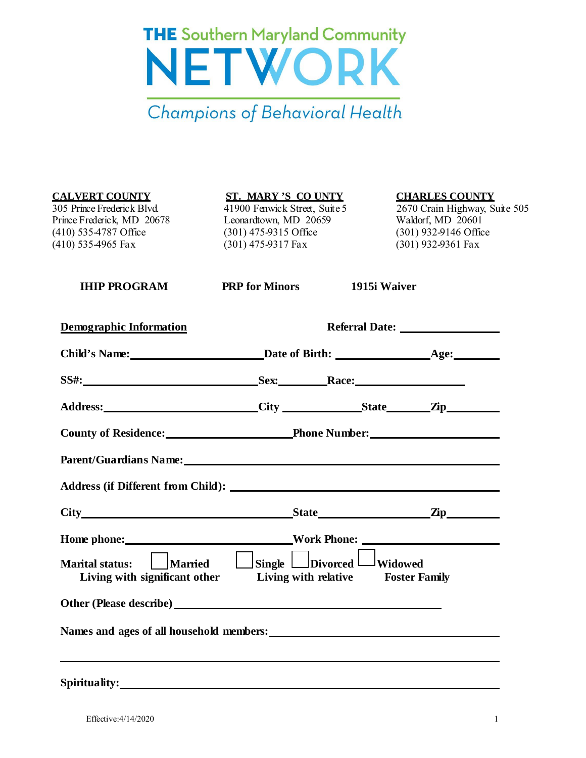# THE Southern Maryland Community NETWORK

*Champions of Behavioral Health*

**CALVERT COUNTY**
305 Prince Frederick Blvd.
Prince Frederick, MD 20678
(410) 535-4787 Office
(410) 535-4965 Fax

**ST. MARY'S COUNTY**
41900 Fenwick Street, Suite 5
Leonardtown, MD 20659
(301) 475-9315 Office
(301) 475-9317 Fax

**CHARLES COUNTY**
2670 Crain Highway, Suite 505
Waldorf, MD 20601
(301) 932-9146 Office
(301) 932-9361 Fax

**IHIP PROGRAM** **PRP for Minors** **1915i Waiver**

**Demographic Information** **Referral Date:** ________________

**Child's Name:** ______________________ **Date of Birth:** ______________ **Age:** ________

**SS#:** ______________________________ **Sex:** ________ **Race:** __________________

**Address:** ___________________________ **City** _____________ **State** _______ **Zip** _________

**County of Residence:** ____________________ **Phone Number:** ____________________

**Parent/Guardians Name:** ___________________________________________________

**Address (if Different from Child):** ______________________________________________

**City** ____________________________________ **State** __________________ **Zip** _________

**Home phone:** ___________________________ **Work Phone:** ______________________

**Marital status:** ☐ **Married** ☐ **Single** ☐ **Divorced** ☐ **Widowed**
**Living with significant other** **Living with relative** **Foster Family**

**Other (Please describe)** ____________________________________________________

**Names and ages of all household members:** ____________________________________

______________________________________________________________________________

**Spirituality:** _________________________________________________________________

Effective:4/14/2020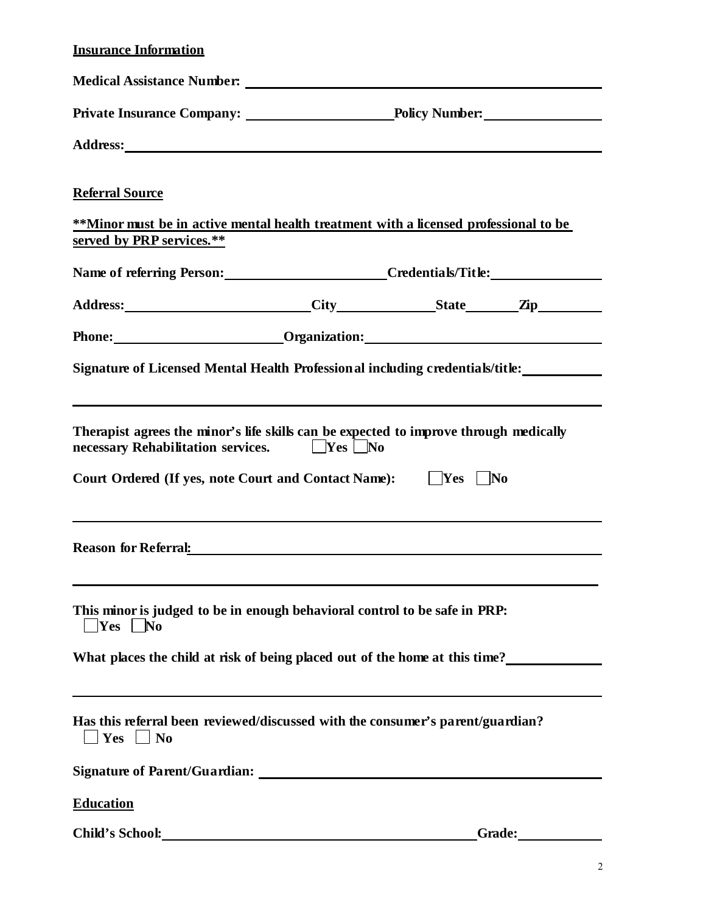**Insurance Information**

**Medical Assistance Number:** ______________________________

**Private Insurance Company:** ____________________ **Policy Number:** ________________

**Address:** ______________________________

**Referral Source**

**\*\*Minor must be in active mental health treatment with a licensed professional to be served by PRP services.\*\***

**Name of referring Person:** ____________________ **Credentials/Title:** ________________

**Address:** ____________________ **City** ____________ **State** ________ **Zip** ________

**Phone:** ____________________ **Organization:** ______________________________

**Signature of Licensed Mental Health Professional including credentials/title:** ____________

______________________________________________________________________

**Therapist agrees the minor's life skills can be expected to improve through medically necessary Rehabilitation services.** ☐ **Yes** ☐ **No**

**Court Ordered (If yes, note Court and Contact Name):** ☐ **Yes** ☐ **No**

______________________________________________________________________

**Reason for Referral:** ______________________________

______________________________________________________________________

**This minor is judged to be in enough behavioral control to be safe in PRP:**
☐ **Yes** ☐ **No**

**What places the child at risk of being placed out of the home at this time?** ____________

______________________________________________________________________

**Has this referral been reviewed/discussed with the consumer's parent/guardian?**
☐ **Yes** ☐ **No**

**Signature of Parent/Guardian:** ______________________________

**Education**

**Child's School:** ______________________________ **Grade:** ____________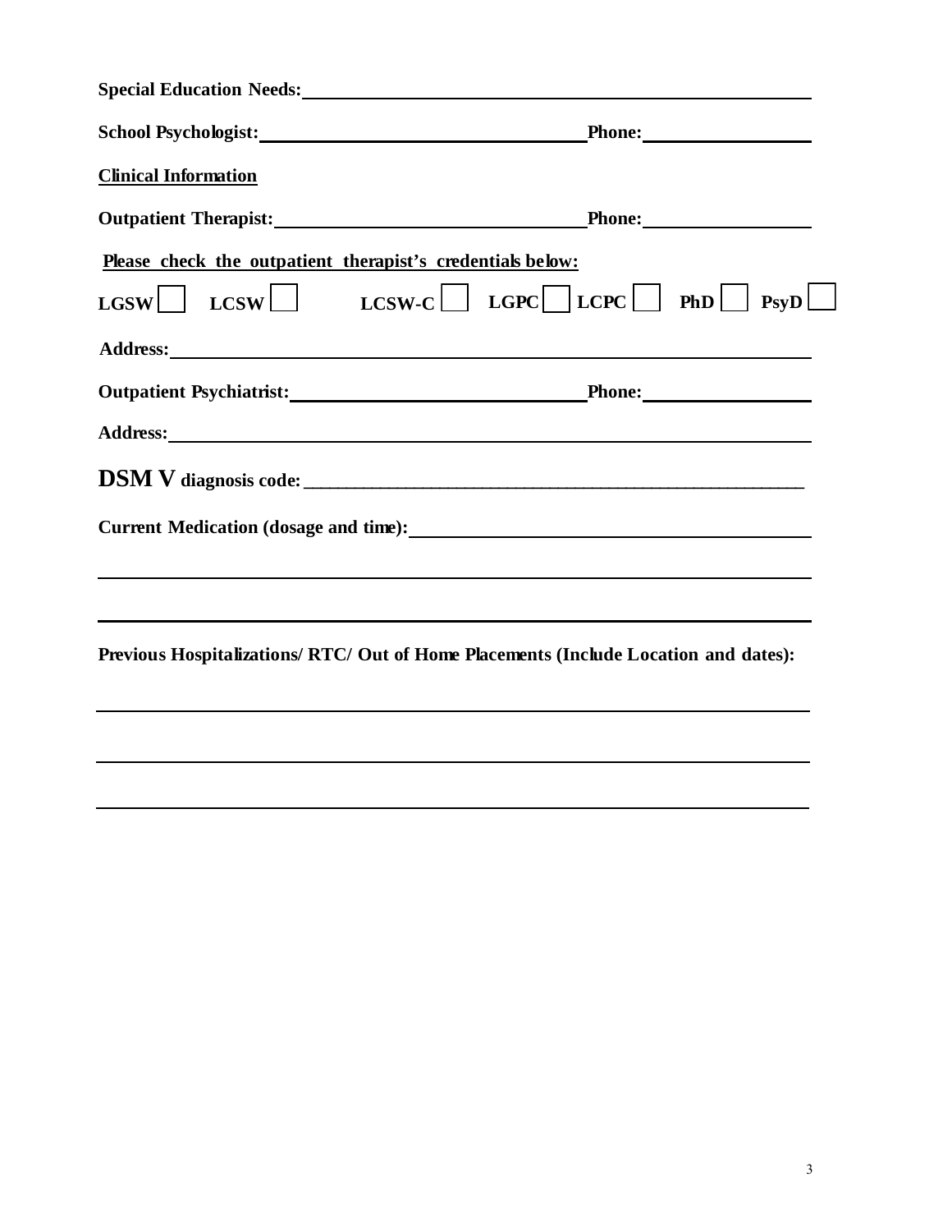**Special Education Needs:** ______________________________________________

**School Psychologist:** ______________________________ **Phone:** ________________

**Clinical Information**

**Outpatient Therapist:** ______________________________ **Phone:** ________________

**Please check the outpatient therapist's credentials below:**

**LGSW** ☐ **LCSW** ☐ **LCSW-C** ☐ **LGPC** ☐ **LCPC** ☐ **PhD** ☐ **PsyD** ☐

**Address:** ______________________________________________________________

**Outpatient Psychiatrist:** ______________________________ **Phone:** ________________

**Address:** ______________________________________________________________

**DSM V diagnosis code:** ____________________________________________________

**Current Medication (dosage and time):** _____________________________________

______________________________________________________________________

______________________________________________________________________

**Previous Hospitalizations/ RTC/ Out of Home Placements (Include Location and dates):**

______________________________________________________________________

______________________________________________________________________

______________________________________________________________________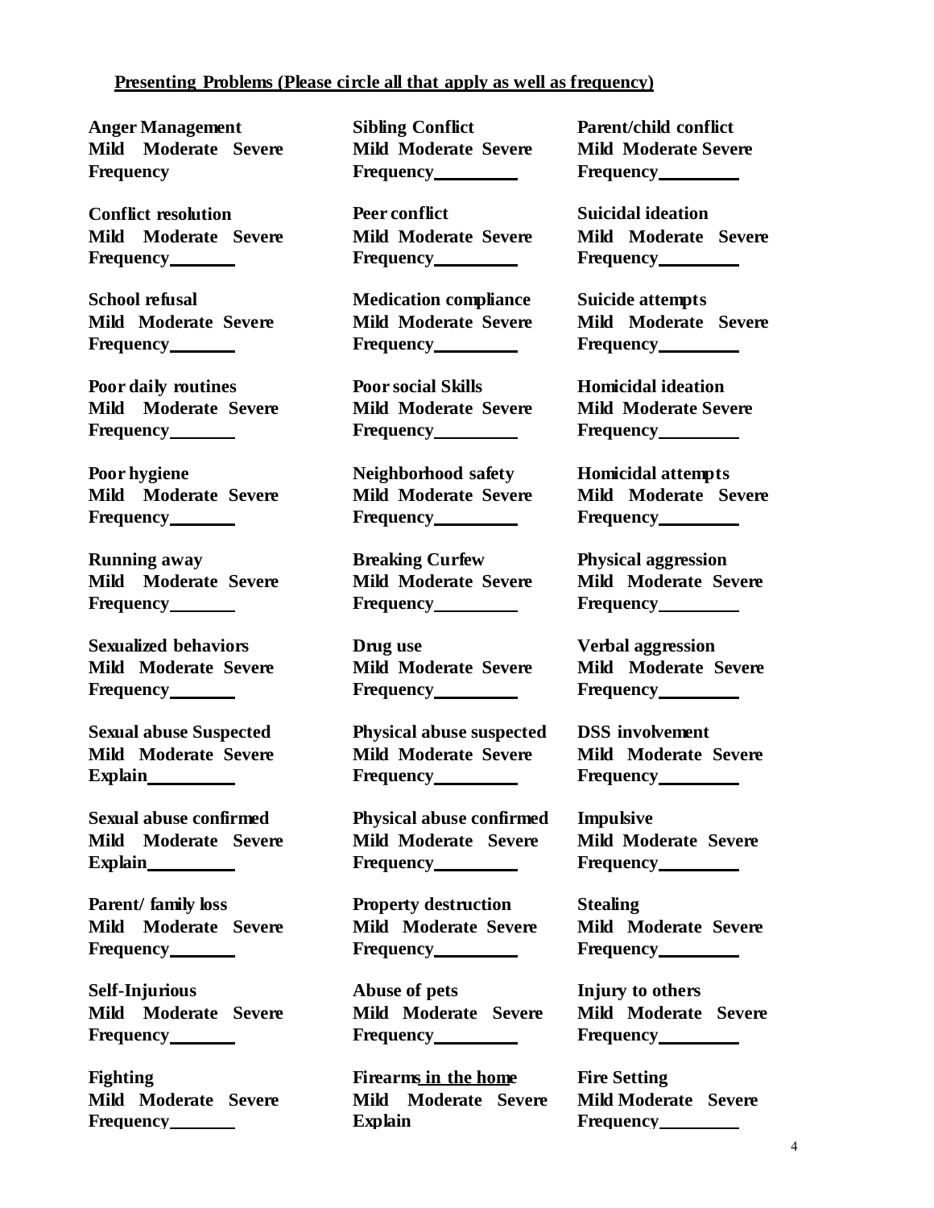**Presenting Problems (Please circle all that apply as well as frequency)**

| | | |
|---|---|---|
| **Anger Management**<br>**Mild Moderate Severe**<br>**Frequency** | **Sibling Conflict**<br>**Mild Moderate Severe**<br>**Frequency________** | **Parent/child conflict**<br>**Mild Moderate Severe**<br>**Frequency________** |
| **Conflict resolution**<br>**Mild Moderate Severe**<br>**Frequency_______** | **Peer conflict**<br>**Mild Moderate Severe**<br>**Frequency________** | **Suicidal ideation**<br>**Mild Moderate Severe**<br>**Frequency________** |
| **School refusal**<br>**Mild Moderate Severe**<br>**Frequency_______** | **Medication compliance**<br>**Mild Moderate Severe**<br>**Frequency________** | **Suicide attempts**<br>**Mild Moderate Severe**<br>**Frequency________** |
| **Poor daily routines**<br>**Mild Moderate Severe**<br>**Frequency_______** | **Poor social Skills**<br>**Mild Moderate Severe**<br>**Frequency________** | **Homicidal ideation**<br>**Mild Moderate Severe**<br>**Frequency________** |
| **Poor hygiene**<br>**Mild Moderate Severe**<br>**Frequency_______** | **Neighborhood safety**<br>**Mild Moderate Severe**<br>**Frequency________** | **Homicidal attempts**<br>**Mild Moderate Severe**<br>**Frequency________** |
| **Running away**<br>**Mild Moderate Severe**<br>**Frequency_______** | **Breaking Curfew**<br>**Mild Moderate Severe**<br>**Frequency________** | **Physical aggression**<br>**Mild Moderate Severe**<br>**Frequency________** |
| **Sexualized behaviors**<br>**Mild Moderate Severe**<br>**Frequency_______** | **Drug use**<br>**Mild Moderate Severe**<br>**Frequency________** | **Verbal aggression**<br>**Mild Moderate Severe**<br>**Frequency________** |
| **Sexual abuse Suspected**<br>**Mild Moderate Severe**<br>**Explain_________** | **Physical abuse suspected**<br>**Mild Moderate Severe**<br>**Frequency________** | **DSS involvement**<br>**Mild Moderate Severe**<br>**Frequency________** |
| **Sexual abuse confirmed**<br>**Mild Moderate Severe**<br>**Explain_________** | **Physical abuse confirmed**<br>**Mild Moderate Severe**<br>**Frequency________** | **Impulsive**<br>**Mild Moderate Severe**<br>**Frequency________** |
| **Parent/ family loss**<br>**Mild Moderate Severe**<br>**Frequency_______** | **Property destruction**<br>**Mild Moderate Severe**<br>**Frequency________** | **Stealing**<br>**Mild Moderate Severe**<br>**Frequency________** |
| **Self-Injurious**<br>**Mild Moderate Severe**<br>**Frequency_______** | **Abuse of pets**<br>**Mild Moderate Severe**<br>**Frequency________** | **Injury to others**<br>**Mild Moderate Severe**<br>**Frequency________** |
| **Fighting**<br>**Mild Moderate Severe**<br>**Frequency_______** | **Firearms in the home**<br>**Mild Moderate Severe**<br>**Explain** | **Fire Setting**<br>**Mild Moderate Severe**<br>**Frequency________** |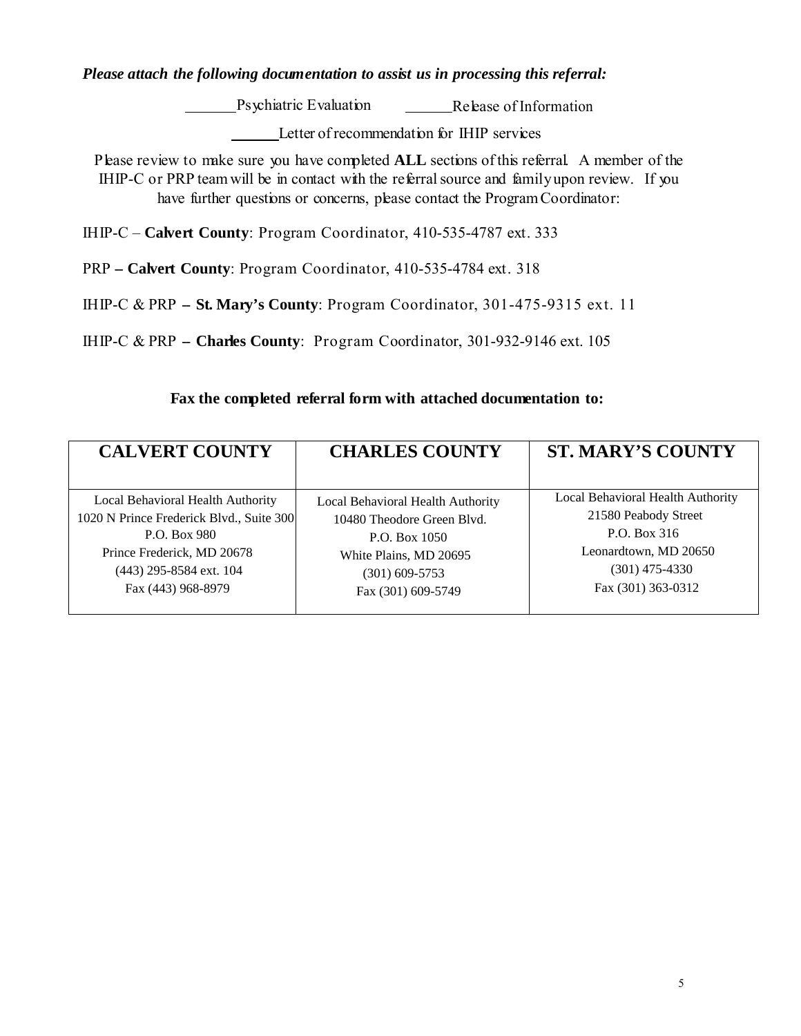***Please attach the following documentation to assist us in processing this referral:***

_______Psychiatric Evaluation　　　______Release of Information

______Letter of recommendation for IHIP services

Please review to make sure you have completed **ALL** sections of this referral. A member of the IHIP-C or PRP team will be in contact with the referral source and family upon review. If you have further questions or concerns, please contact the Program Coordinator:

IHIP-C – **Calvert County**: Program Coordinator, 410-535-4787 ext. 333

PRP **– Calvert County**: Program Coordinator, 410-535-4784 ext. 318

IHIP-C & PRP **– St. Mary's County**: Program Coordinator, 301-475-9315 ext. 11

IHIP-C & PRP **– Charles County**: Program Coordinator, 301-932-9146 ext. 105

**Fax the completed referral form with attached documentation to:**

| **CALVERT COUNTY** | **CHARLES COUNTY** | **ST. MARY'S COUNTY** |
|---|---|---|
| Local Behavioral Health Authority<br>1020 N Prince Frederick Blvd., Suite 300<br>P.O. Box 980<br>Prince Frederick, MD 20678<br>(443) 295-8584 ext. 104<br>Fax (443) 968-8979 | Local Behavioral Health Authority<br>10480 Theodore Green Blvd.<br>P.O. Box 1050<br>White Plains, MD 20695<br>(301) 609-5753<br>Fax (301) 609-5749 | Local Behavioral Health Authority<br>21580 Peabody Street<br>P.O. Box 316<br>Leonardtown, MD 20650<br>(301) 475-4330<br>Fax (301) 363-0312 |